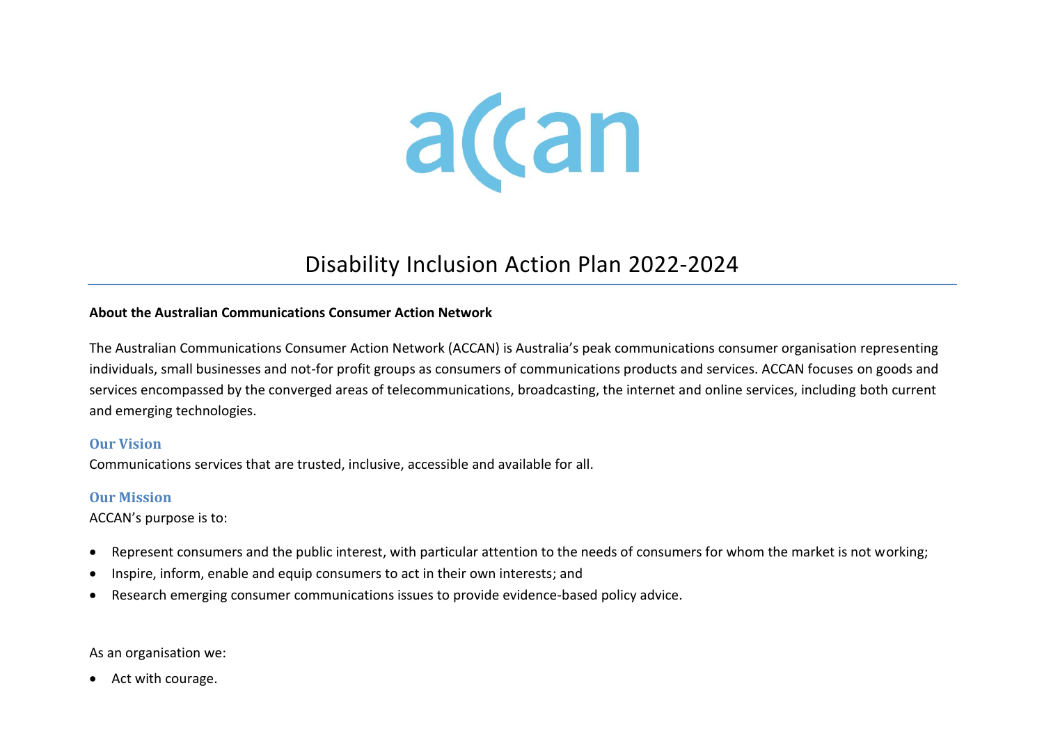# Disability Inclusion Action Plan 2022-2024

**About the Australian Communications Consumer Action Network**

The Australian Communications Consumer Action Network (ACCAN) is Australia's peak communications consumer organisation representing individuals, small businesses and not-for profit groups as consumers of communications products and services. ACCAN focuses on goods and services encompassed by the converged areas of telecommunications, broadcasting, the internet and online services, including both current and emerging technologies.

## Our Vision

Communications services that are trusted, inclusive, accessible and available for all.

## Our Mission

ACCAN's purpose is to:

- Represent consumers and the public interest, with particular attention to the needs of consumers for whom the market is not working;
- Inspire, inform, enable and equip consumers to act in their own interests; and
- Research emerging consumer communications issues to provide evidence-based policy advice.

As an organisation we:

- Act with courage.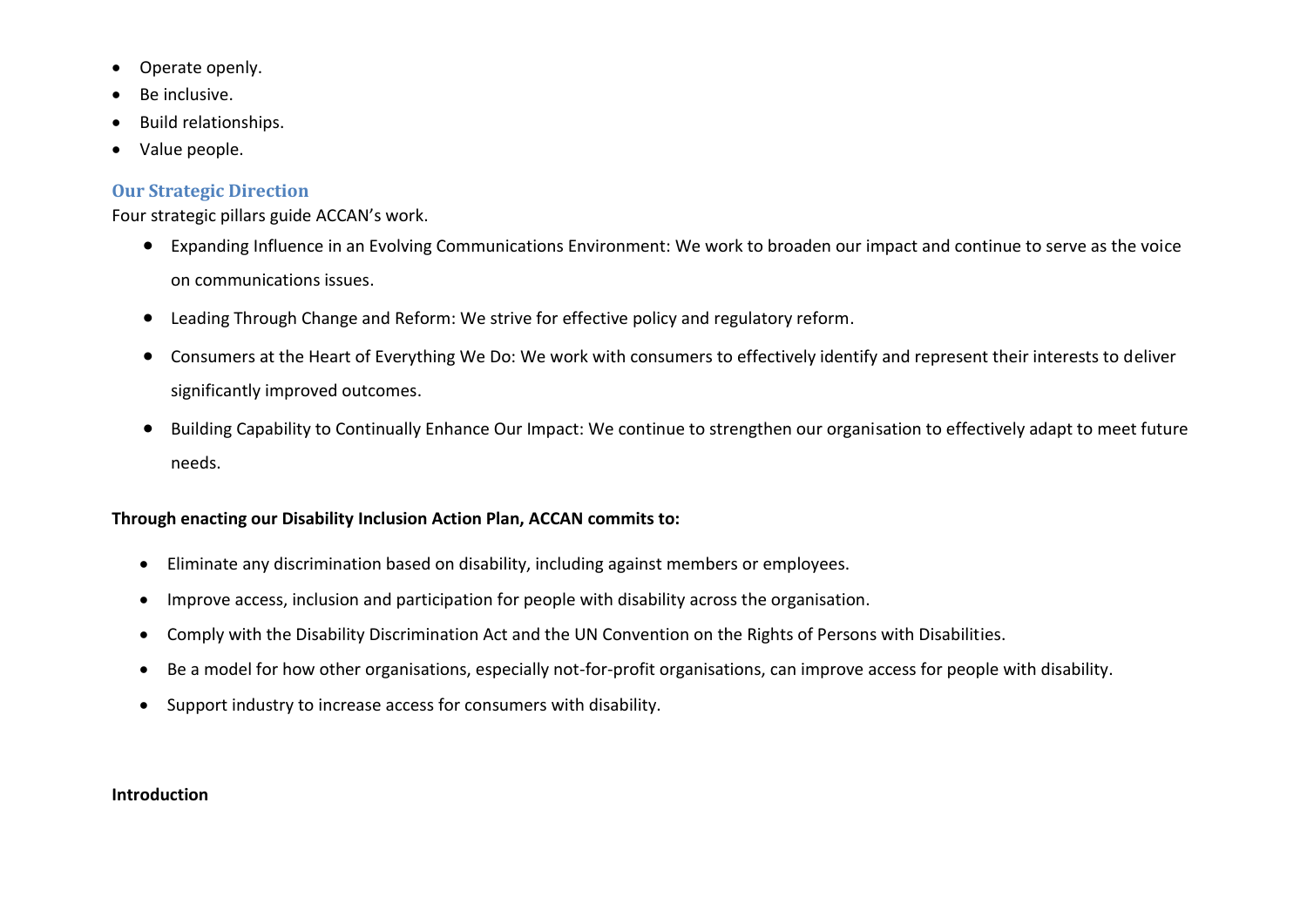- Operate openly.
- Be inclusive.
- Build relationships.
- Value people.

## Our Strategic Direction

Four strategic pillars guide ACCAN's work.

- Expanding Influence in an Evolving Communications Environment: We work to broaden our impact and continue to serve as the voice on communications issues.
- Leading Through Change and Reform: We strive for effective policy and regulatory reform.
- Consumers at the Heart of Everything We Do: We work with consumers to effectively identify and represent their interests to deliver significantly improved outcomes.
- Building Capability to Continually Enhance Our Impact: We continue to strengthen our organisation to effectively adapt to meet future needs.

**Through enacting our Disability Inclusion Action Plan, ACCAN commits to:**

- Eliminate any discrimination based on disability, including against members or employees.
- Improve access, inclusion and participation for people with disability across the organisation.
- Comply with the Disability Discrimination Act and the UN Convention on the Rights of Persons with Disabilities.
- Be a model for how other organisations, especially not-for-profit organisations, can improve access for people with disability.
- Support industry to increase access for consumers with disability.

**Introduction**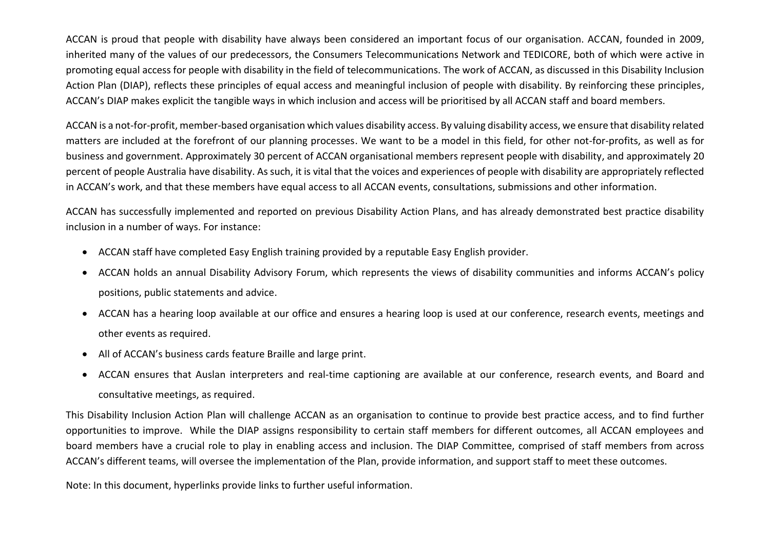ACCAN is proud that people with disability have always been considered an important focus of our organisation. ACCAN, founded in 2009, inherited many of the values of our predecessors, the Consumers Telecommunications Network and TEDICORE, both of which were active in promoting equal access for people with disability in the field of telecommunications. The work of ACCAN, as discussed in this Disability Inclusion Action Plan (DIAP), reflects these principles of equal access and meaningful inclusion of people with disability. By reinforcing these principles, ACCAN's DIAP makes explicit the tangible ways in which inclusion and access will be prioritised by all ACCAN staff and board members.

ACCAN is a not-for-profit, member-based organisation which values disability access. By valuing disability access, we ensure that disability related matters are included at the forefront of our planning processes. We want to be a model in this field, for other not-for-profits, as well as for business and government. Approximately 30 percent of ACCAN organisational members represent people with disability, and approximately 20 percent of people Australia have disability. As such, it is vital that the voices and experiences of people with disability are appropriately reflected in ACCAN's work, and that these members have equal access to all ACCAN events, consultations, submissions and other information.

ACCAN has successfully implemented and reported on previous Disability Action Plans, and has already demonstrated best practice disability inclusion in a number of ways. For instance:

- ACCAN staff have completed Easy English training provided by a reputable Easy English provider.
- ACCAN holds an annual Disability Advisory Forum, which represents the views of disability communities and informs ACCAN's policy positions, public statements and advice.
- ACCAN has a hearing loop available at our office and ensures a hearing loop is used at our conference, research events, meetings and other events as required.
- All of ACCAN's business cards feature Braille and large print.
- ACCAN ensures that Auslan interpreters and real-time captioning are available at our conference, research events, and Board and consultative meetings, as required.

This Disability Inclusion Action Plan will challenge ACCAN as an organisation to continue to provide best practice access, and to find further opportunities to improve. While the DIAP assigns responsibility to certain staff members for different outcomes, all ACCAN employees and board members have a crucial role to play in enabling access and inclusion. The DIAP Committee, comprised of staff members from across ACCAN's different teams, will oversee the implementation of the Plan, provide information, and support staff to meet these outcomes.

Note: In this document, hyperlinks provide links to further useful information.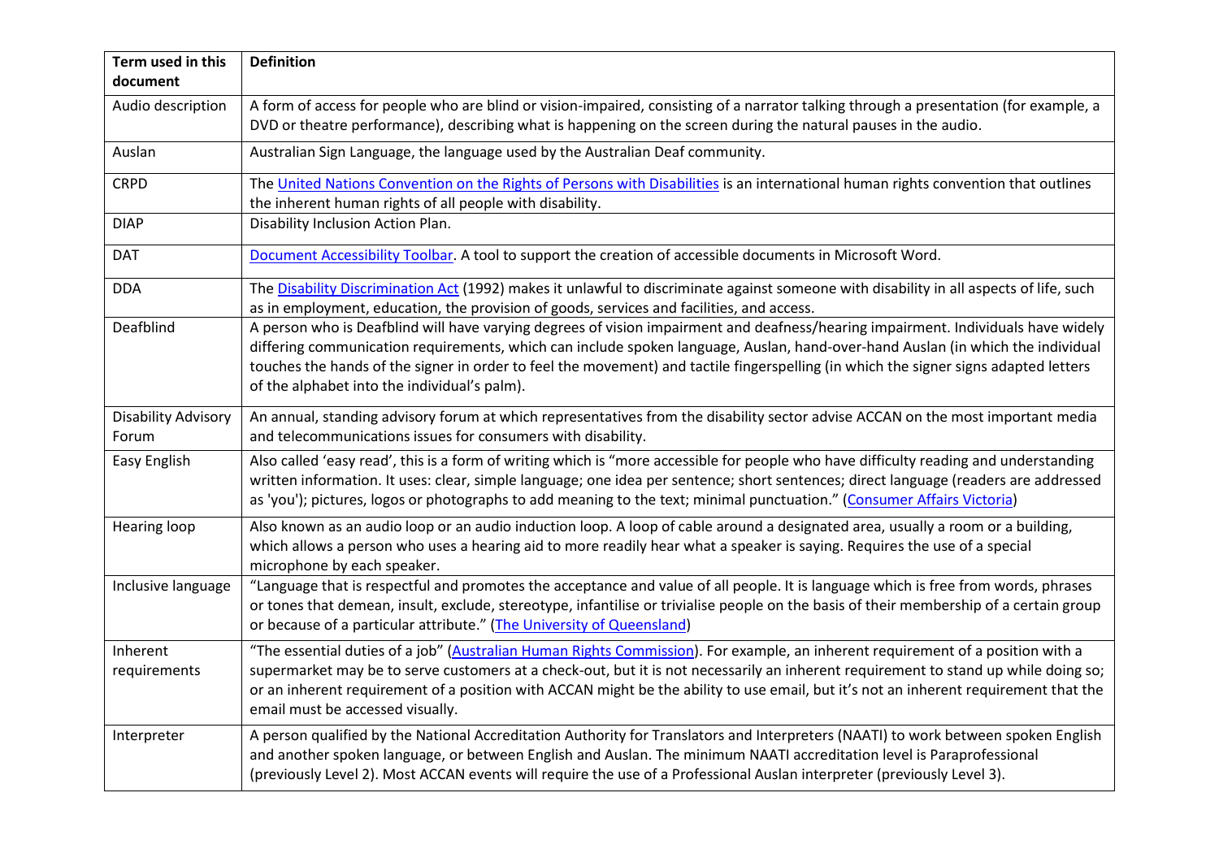| Term used in this document | Definition |
|---|---|
| Audio description | A form of access for people who are blind or vision-impaired, consisting of a narrator talking through a presentation (for example, a DVD or theatre performance), describing what is happening on the screen during the natural pauses in the audio. |
| Auslan | Australian Sign Language, the language used by the Australian Deaf community. |
| CRPD | The United Nations Convention on the Rights of Persons with Disabilities is an international human rights convention that outlines the inherent human rights of all people with disability. |
| DIAP | Disability Inclusion Action Plan. |
| DAT | Document Accessibility Toolbar. A tool to support the creation of accessible documents in Microsoft Word. |
| DDA | The Disability Discrimination Act (1992) makes it unlawful to discriminate against someone with disability in all aspects of life, such as in employment, education, the provision of goods, services and facilities, and access. |
| Deafblind | A person who is Deafblind will have varying degrees of vision impairment and deafness/hearing impairment. Individuals have widely differing communication requirements, which can include spoken language, Auslan, hand-over-hand Auslan (in which the individual touches the hands of the signer in order to feel the movement) and tactile fingerspelling (in which the signer signs adapted letters of the alphabet into the individual's palm). |
| Disability Advisory Forum | An annual, standing advisory forum at which representatives from the disability sector advise ACCAN on the most important media and telecommunications issues for consumers with disability. |
| Easy English | Also called 'easy read', this is a form of writing which is "more accessible for people who have difficulty reading and understanding written information. It uses: clear, simple language; one idea per sentence; short sentences; direct language (readers are addressed as 'you'); pictures, logos or photographs to add meaning to the text; minimal punctuation." (Consumer Affairs Victoria) |
| Hearing loop | Also known as an audio loop or an audio induction loop. A loop of cable around a designated area, usually a room or a building, which allows a person who uses a hearing aid to more readily hear what a speaker is saying. Requires the use of a special microphone by each speaker. |
| Inclusive language | "Language that is respectful and promotes the acceptance and value of all people. It is language which is free from words, phrases or tones that demean, insult, exclude, stereotype, infantilise or trivialise people on the basis of their membership of a certain group or because of a particular attribute." (The University of Queensland) |
| Inherent requirements | "The essential duties of a job" (Australian Human Rights Commission). For example, an inherent requirement of a position with a supermarket may be to serve customers at a check-out, but it is not necessarily an inherent requirement to stand up while doing so; or an inherent requirement of a position with ACCAN might be the ability to use email, but it's not an inherent requirement that the email must be accessed visually. |
| Interpreter | A person qualified by the National Accreditation Authority for Translators and Interpreters (NAATI) to work between spoken English and another spoken language, or between English and Auslan. The minimum NAATI accreditation level is Paraprofessional (previously Level 2). Most ACCAN events will require the use of a Professional Auslan interpreter (previously Level 3). |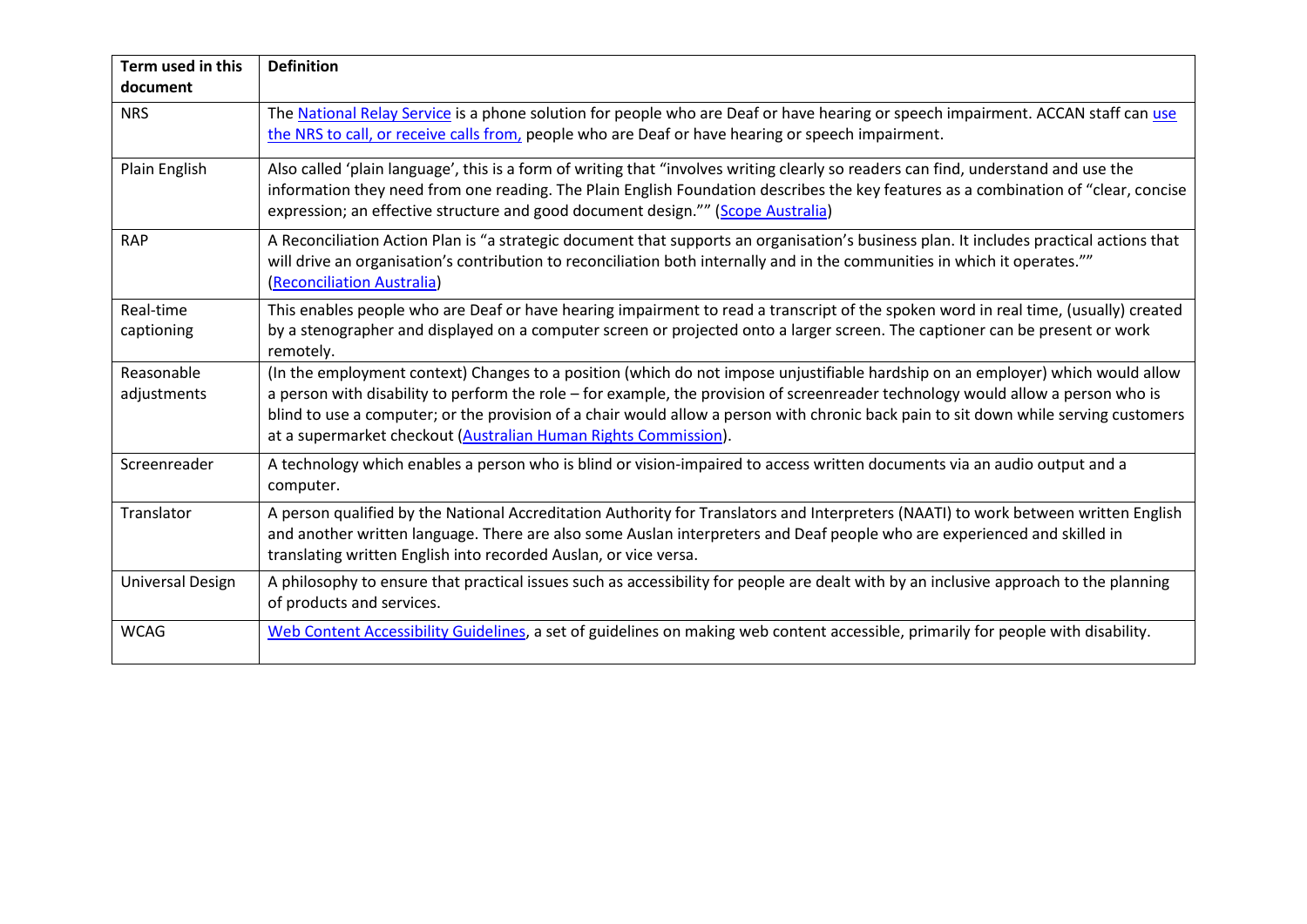| Term used in this document | Definition |
| --- | --- |
| NRS | The National Relay Service is a phone solution for people who are Deaf or have hearing or speech impairment. ACCAN staff can use the NRS to call, or receive calls from, people who are Deaf or have hearing or speech impairment. |
| Plain English | Also called 'plain language', this is a form of writing that "involves writing clearly so readers can find, understand and use the information they need from one reading. The Plain English Foundation describes the key features as a combination of "clear, concise expression; an effective structure and good document design."" (Scope Australia) |
| RAP | A Reconciliation Action Plan is "a strategic document that supports an organisation's business plan. It includes practical actions that will drive an organisation's contribution to reconciliation both internally and in the communities in which it operates."" (Reconciliation Australia) |
| Real-time captioning | This enables people who are Deaf or have hearing impairment to read a transcript of the spoken word in real time, (usually) created by a stenographer and displayed on a computer screen or projected onto a larger screen. The captioner can be present or work remotely. |
| Reasonable adjustments | (In the employment context) Changes to a position (which do not impose unjustifiable hardship on an employer) which would allow a person with disability to perform the role – for example, the provision of screenreader technology would allow a person who is blind to use a computer; or the provision of a chair would allow a person with chronic back pain to sit down while serving customers at a supermarket checkout (Australian Human Rights Commission). |
| Screenreader | A technology which enables a person who is blind or vision-impaired to access written documents via an audio output and a computer. |
| Translator | A person qualified by the National Accreditation Authority for Translators and Interpreters (NAATI) to work between written English and another written language. There are also some Auslan interpreters and Deaf people who are experienced and skilled in translating written English into recorded Auslan, or vice versa. |
| Universal Design | A philosophy to ensure that practical issues such as accessibility for people are dealt with by an inclusive approach to the planning of products and services. |
| WCAG | Web Content Accessibility Guidelines, a set of guidelines on making web content accessible, primarily for people with disability. |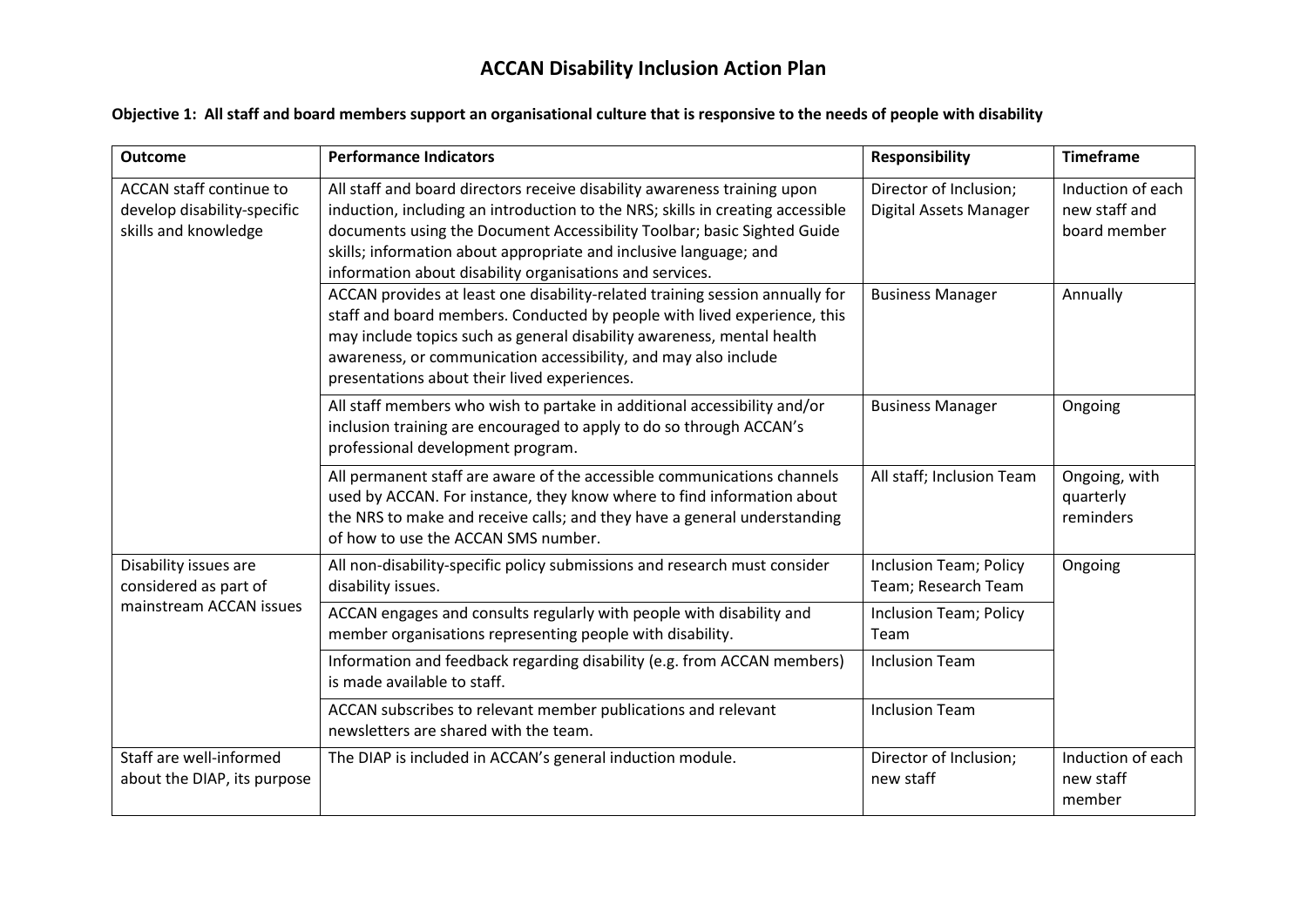# ACCAN Disability Inclusion Action Plan

**Objective 1: All staff and board members support an organisational culture that is responsive to the needs of people with disability**

| Outcome | Performance Indicators | Responsibility | Timeframe |
|---|---|---|---|
| ACCAN staff continue to develop disability-specific skills and knowledge | All staff and board directors receive disability awareness training upon induction, including an introduction to the NRS; skills in creating accessible documents using the Document Accessibility Toolbar; basic Sighted Guide skills; information about appropriate and inclusive language; and information about disability organisations and services. | Director of Inclusion; Digital Assets Manager | Induction of each new staff and board member |
| | ACCAN provides at least one disability-related training session annually for staff and board members. Conducted by people with lived experience, this may include topics such as general disability awareness, mental health awareness, or communication accessibility, and may also include presentations about their lived experiences. | Business Manager | Annually |
| | All staff members who wish to partake in additional accessibility and/or inclusion training are encouraged to apply to do so through ACCAN's professional development program. | Business Manager | Ongoing |
| | All permanent staff are aware of the accessible communications channels used by ACCAN. For instance, they know where to find information about the NRS to make and receive calls; and they have a general understanding of how to use the ACCAN SMS number. | All staff; Inclusion Team | Ongoing, with quarterly reminders |
| Disability issues are considered as part of mainstream ACCAN issues | All non-disability-specific policy submissions and research must consider disability issues. | Inclusion Team; Policy Team; Research Team | Ongoing |
| | ACCAN engages and consults regularly with people with disability and member organisations representing people with disability. | Inclusion Team; Policy Team | |
| | Information and feedback regarding disability (e.g. from ACCAN members) is made available to staff. | Inclusion Team | |
| | ACCAN subscribes to relevant member publications and relevant newsletters are shared with the team. | Inclusion Team | |
| Staff are well-informed about the DIAP, its purpose | The DIAP is included in ACCAN's general induction module. | Director of Inclusion; new staff | Induction of each new staff member |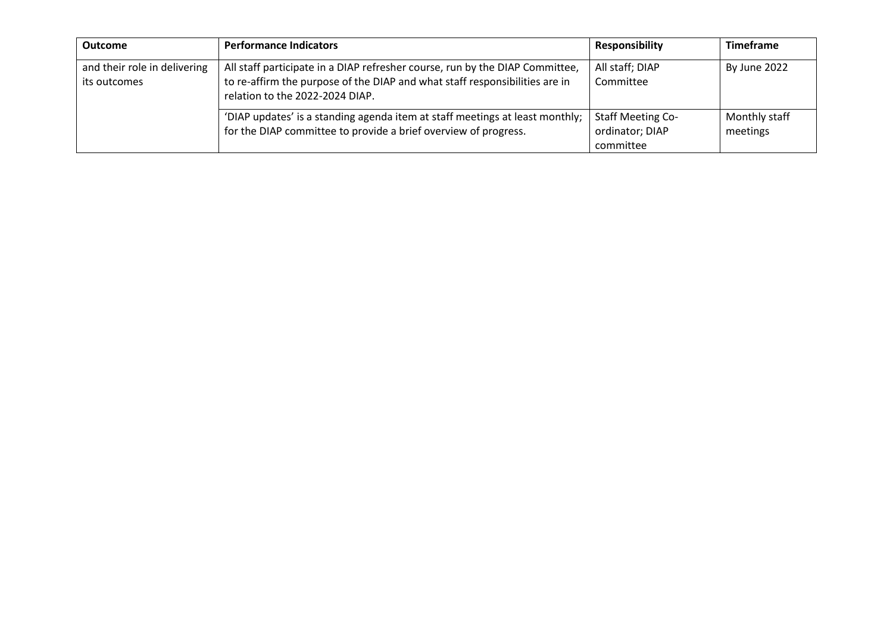| Outcome | Performance Indicators | Responsibility | Timeframe |
|---|---|---|---|
| and their role in delivering its outcomes | All staff participate in a DIAP refresher course, run by the DIAP Committee, to re-affirm the purpose of the DIAP and what staff responsibilities are in relation to the 2022-2024 DIAP. | All staff; DIAP Committee | By June 2022 |
| | 'DIAP updates' is a standing agenda item at staff meetings at least monthly; for the DIAP committee to provide a brief overview of progress. | Staff Meeting Co-ordinator; DIAP committee | Monthly staff meetings |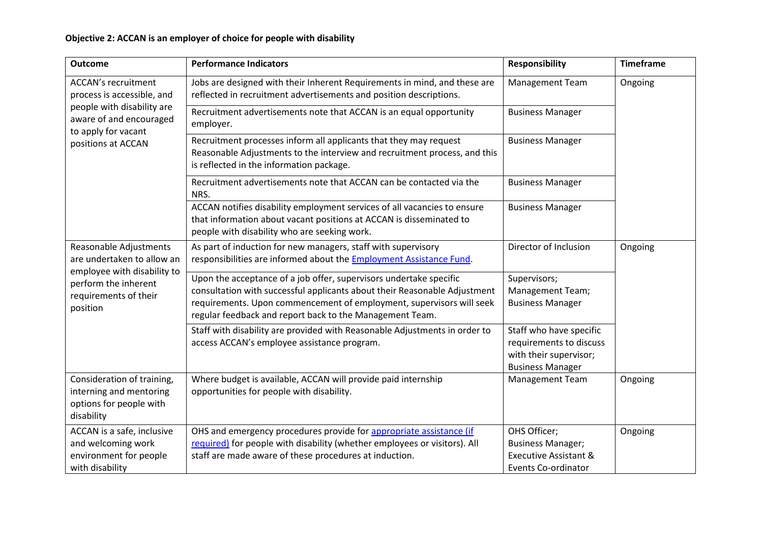**Objective 2: ACCAN is an employer of choice for people with disability**

| Outcome | Performance Indicators | Responsibility | Timeframe |
| --- | --- | --- | --- |
| ACCAN's recruitment process is accessible, and people with disability are aware of and encouraged to apply for vacant positions at ACCAN | Jobs are designed with their Inherent Requirements in mind, and these are reflected in recruitment advertisements and position descriptions. | Management Team | Ongoing |
| | Recruitment advertisements note that ACCAN is an equal opportunity employer. | Business Manager | |
| | Recruitment processes inform all applicants that they may request Reasonable Adjustments to the interview and recruitment process, and this is reflected in the information package. | Business Manager | |
| | Recruitment advertisements note that ACCAN can be contacted via the NRS. | Business Manager | |
| | ACCAN notifies disability employment services of all vacancies to ensure that information about vacant positions at ACCAN is disseminated to people with disability who are seeking work. | Business Manager | |
| Reasonable Adjustments are undertaken to allow an employee with disability to perform the inherent requirements of their position | As part of induction for new managers, staff with supervisory responsibilities are informed about the [Employment Assistance Fund](). | Director of Inclusion | Ongoing |
| | Upon the acceptance of a job offer, supervisors undertake specific consultation with successful applicants about their Reasonable Adjustment requirements. Upon commencement of employment, supervisors will seek regular feedback and report back to the Management Team. | Supervisors; Management Team; Business Manager | |
| | Staff with disability are provided with Reasonable Adjustments in order to access ACCAN's employee assistance program. | Staff who have specific requirements to discuss with their supervisor; Business Manager | |
| Consideration of training, interning and mentoring options for people with disability | Where budget is available, ACCAN will provide paid internship opportunities for people with disability. | Management Team | Ongoing |
| ACCAN is a safe, inclusive and welcoming work environment for people with disability | OHS and emergency procedures provide for [appropriate assistance (if required)]() for people with disability (whether employees or visitors). All staff are made aware of these procedures at induction. | OHS Officer; Business Manager; Executive Assistant & Events Co-ordinator | Ongoing |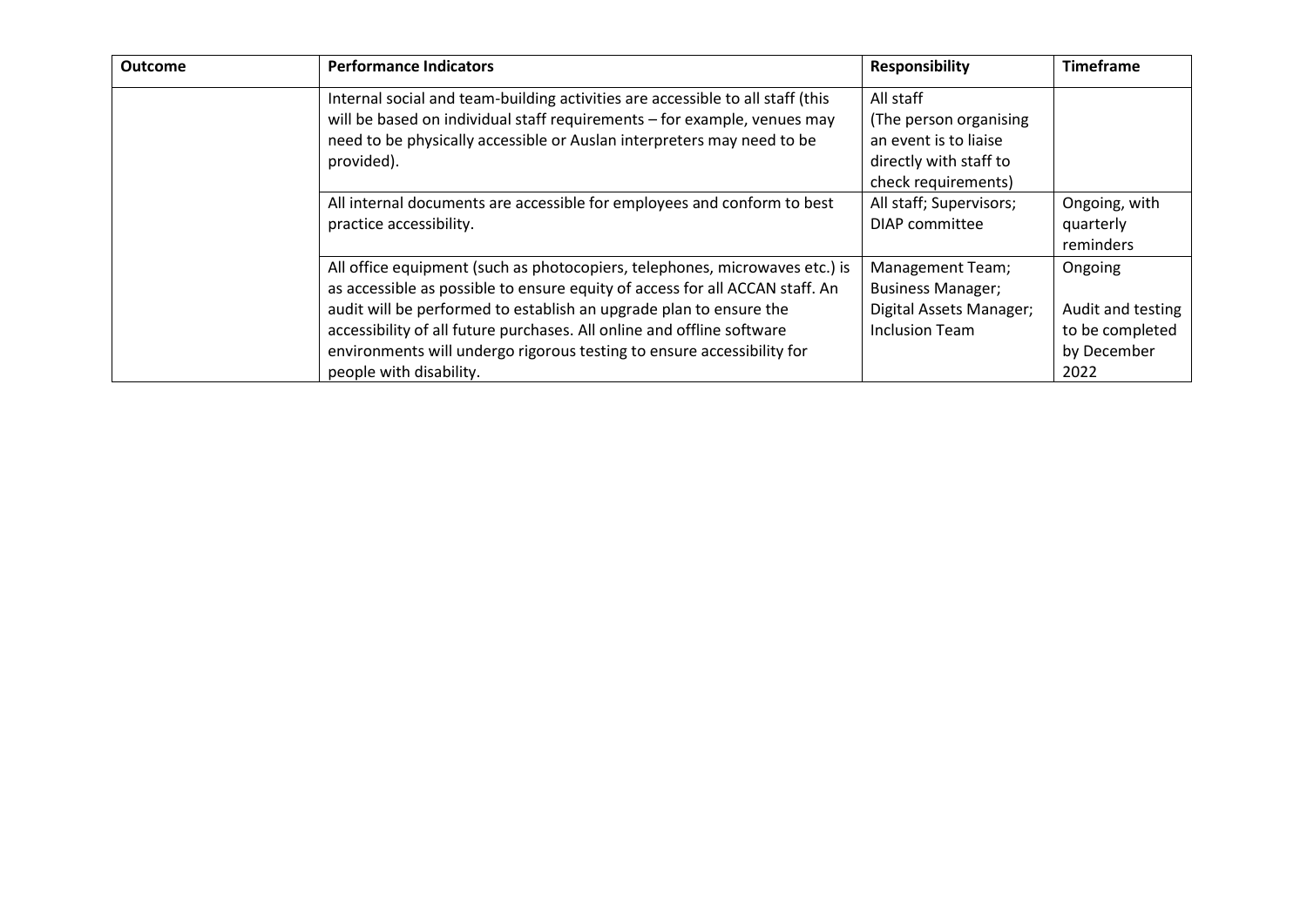| Outcome | Performance Indicators | Responsibility | Timeframe |
|---|---|---|---|
| | Internal social and team-building activities are accessible to all staff (this will be based on individual staff requirements – for example, venues may need to be physically accessible or Auslan interpreters may need to be provided). | All staff (The person organising an event is to liaise directly with staff to check requirements) | |
| | All internal documents are accessible for employees and conform to best practice accessibility. | All staff; Supervisors; DIAP committee | Ongoing, with quarterly reminders |
| | All office equipment (such as photocopiers, telephones, microwaves etc.) is as accessible as possible to ensure equity of access for all ACCAN staff. An audit will be performed to establish an upgrade plan to ensure the accessibility of all future purchases. All online and offline software environments will undergo rigorous testing to ensure accessibility for people with disability. | Management Team; Business Manager; Digital Assets Manager; Inclusion Team | Ongoing<br><br>Audit and testing to be completed by December 2022 |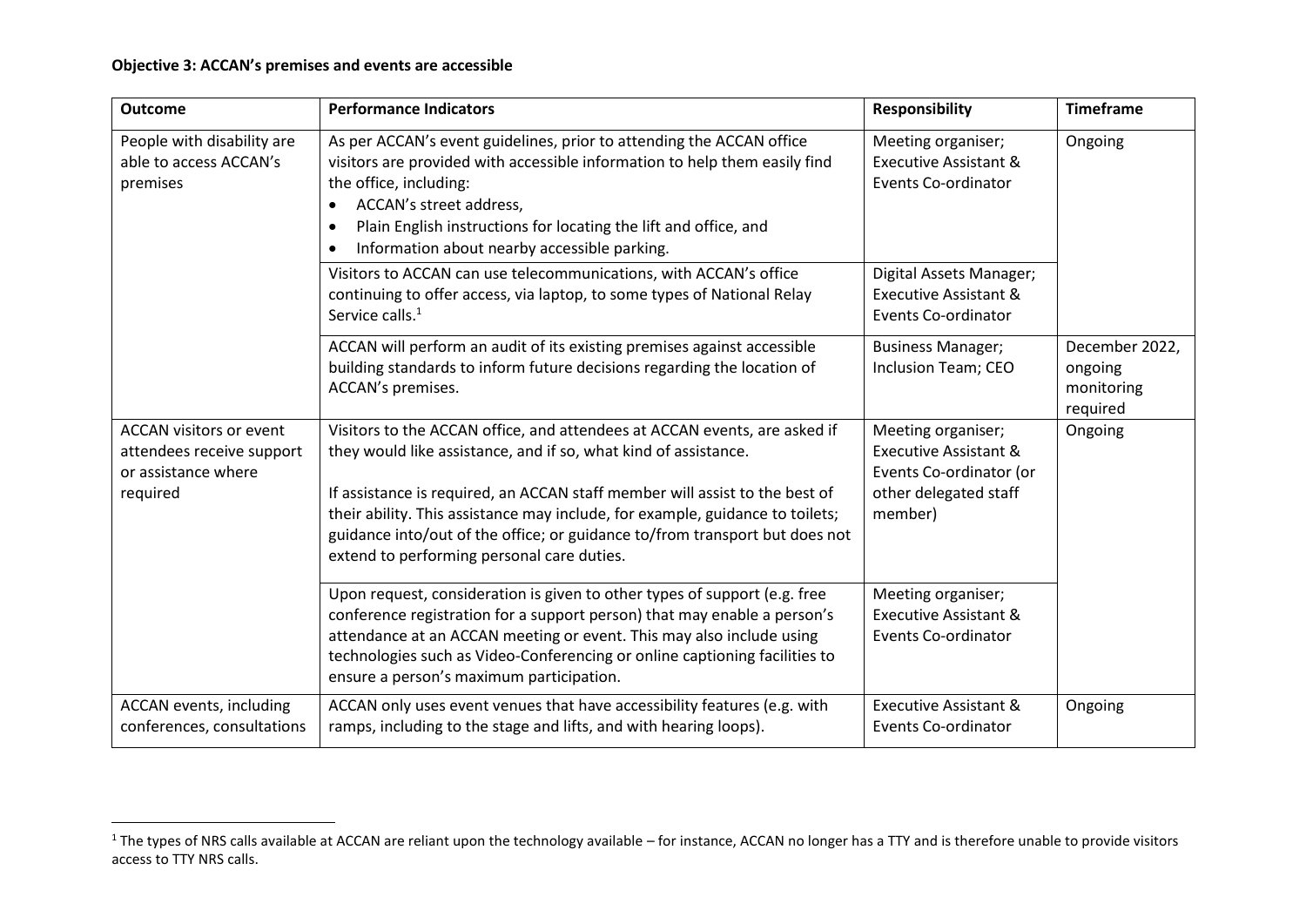**Objective 3: ACCAN's premises and events are accessible**

| Outcome | Performance Indicators | Responsibility | Timeframe |
|---|---|---|---|
| People with disability are able to access ACCAN's premises | As per ACCAN's event guidelines, prior to attending the ACCAN office visitors are provided with accessible information to help them easily find the office, including:<br>• ACCAN's street address,<br>• Plain English instructions for locating the lift and office, and<br>• Information about nearby accessible parking. | Meeting organiser; Executive Assistant & Events Co-ordinator | Ongoing |
| | Visitors to ACCAN can use telecommunications, with ACCAN's office continuing to offer access, via laptop, to some types of National Relay Service calls.[1] | Digital Assets Manager; Executive Assistant & Events Co-ordinator | |
| | ACCAN will perform an audit of its existing premises against accessible building standards to inform future decisions regarding the location of ACCAN's premises. | Business Manager; Inclusion Team; CEO | December 2022, ongoing monitoring required |
| ACCAN visitors or event attendees receive support or assistance where required | Visitors to the ACCAN office, and attendees at ACCAN events, are asked if they would like assistance, and if so, what kind of assistance.<br><br>If assistance is required, an ACCAN staff member will assist to the best of their ability. This assistance may include, for example, guidance to toilets; guidance into/out of the office; or guidance to/from transport but does not extend to performing personal care duties. | Meeting organiser; Executive Assistant & Events Co-ordinator (or other delegated staff member) | Ongoing |
| | Upon request, consideration is given to other types of support (e.g. free conference registration for a support person) that may enable a person's attendance at an ACCAN meeting or event. This may also include using technologies such as Video-Conferencing or online captioning facilities to ensure a person's maximum participation. | Meeting organiser; Executive Assistant & Events Co-ordinator | |
| ACCAN events, including conferences, consultations | ACCAN only uses event venues that have accessibility features (e.g. with ramps, including to the stage and lifts, and with hearing loops). | Executive Assistant & Events Co-ordinator | Ongoing |

[1] The types of NRS calls available at ACCAN are reliant upon the technology available – for instance, ACCAN no longer has a TTY and is therefore unable to provide visitors access to TTY NRS calls.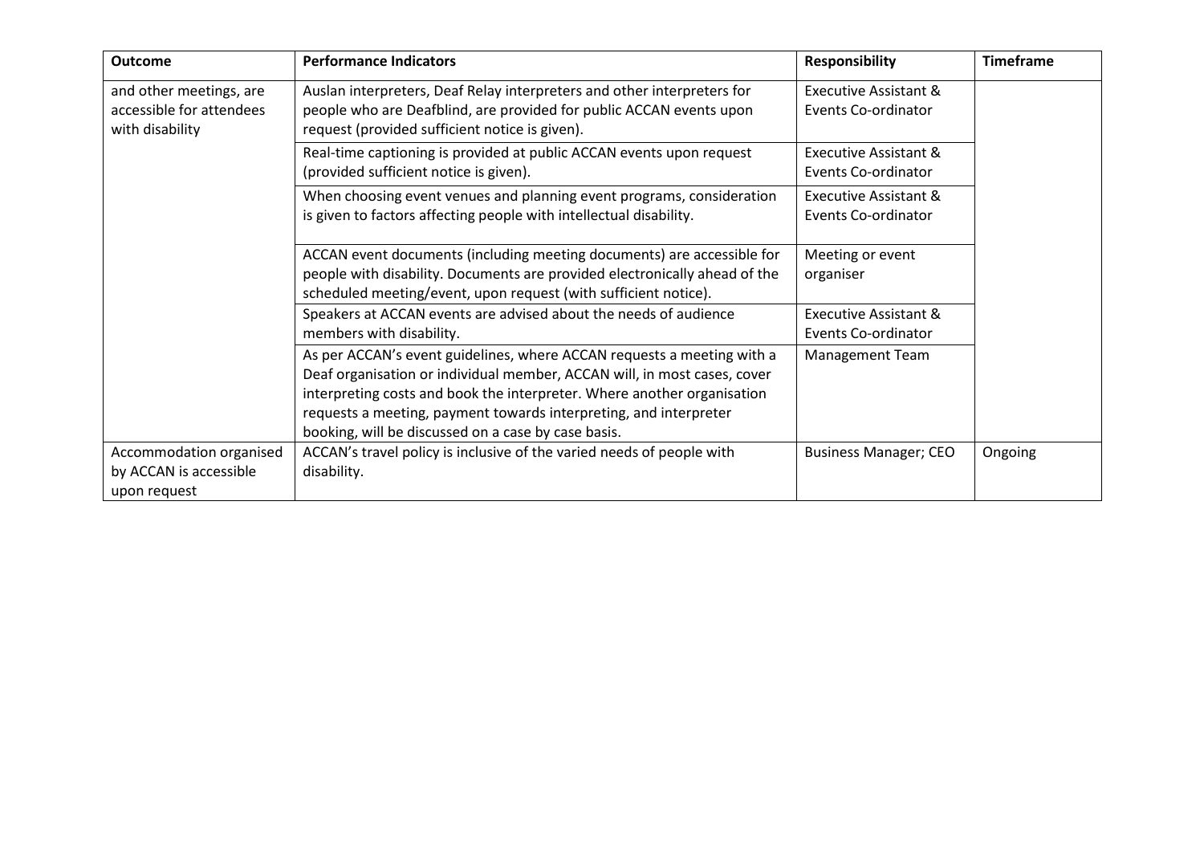| Outcome | Performance Indicators | Responsibility | Timeframe |
| --- | --- | --- | --- |
| and other meetings, are accessible for attendees with disability | Auslan interpreters, Deaf Relay interpreters and other interpreters for people who are Deafblind, are provided for public ACCAN events upon request (provided sufficient notice is given). | Executive Assistant & Events Co-ordinator | |
| | Real-time captioning is provided at public ACCAN events upon request (provided sufficient notice is given). | Executive Assistant & Events Co-ordinator | |
| | When choosing event venues and planning event programs, consideration is given to factors affecting people with intellectual disability. | Executive Assistant & Events Co-ordinator | |
| | ACCAN event documents (including meeting documents) are accessible for people with disability. Documents are provided electronically ahead of the scheduled meeting/event, upon request (with sufficient notice). | Meeting or event organiser | |
| | Speakers at ACCAN events are advised about the needs of audience members with disability. | Executive Assistant & Events Co-ordinator | |
| | As per ACCAN's event guidelines, where ACCAN requests a meeting with a Deaf organisation or individual member, ACCAN will, in most cases, cover interpreting costs and book the interpreter. Where another organisation requests a meeting, payment towards interpreting, and interpreter booking, will be discussed on a case by case basis. | Management Team | |
| Accommodation organised by ACCAN is accessible upon request | ACCAN's travel policy is inclusive of the varied needs of people with disability. | Business Manager; CEO | Ongoing |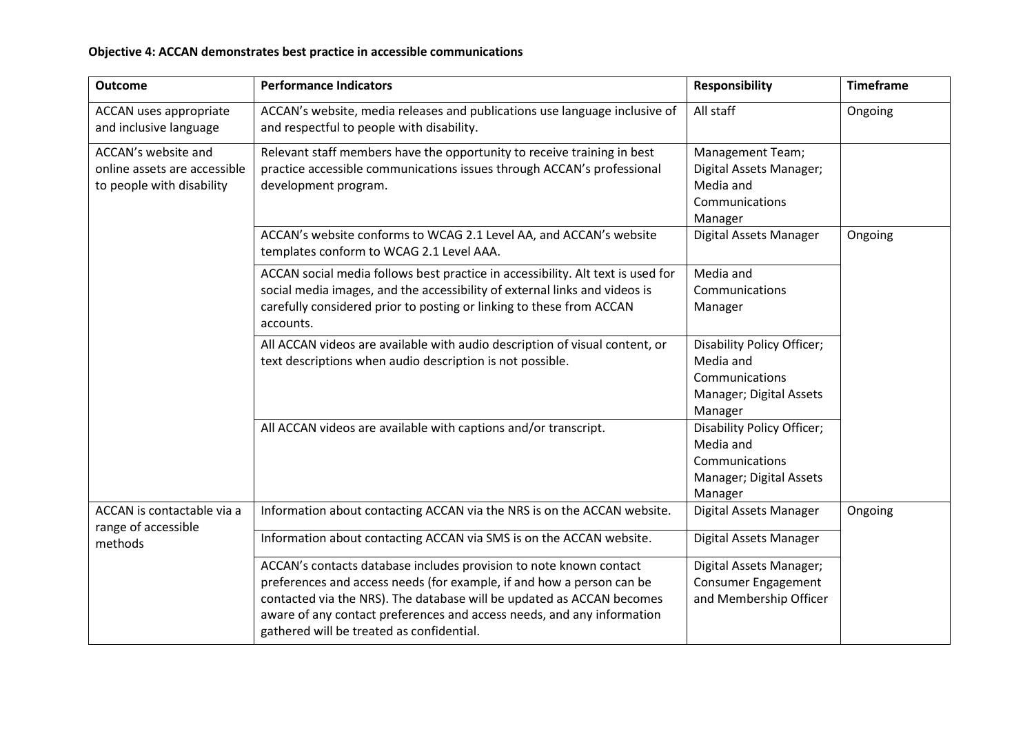**Objective 4: ACCAN demonstrates best practice in accessible communications**

| Outcome | Performance Indicators | Responsibility | Timeframe |
|---|---|---|---|
| ACCAN uses appropriate and inclusive language | ACCAN's website, media releases and publications use language inclusive of and respectful to people with disability. | All staff | Ongoing |
| ACCAN's website and online assets are accessible to people with disability | Relevant staff members have the opportunity to receive training in best practice accessible communications issues through ACCAN's professional development program. | Management Team; Digital Assets Manager; Media and Communications Manager | |
| | ACCAN's website conforms to WCAG 2.1 Level AA, and ACCAN's website templates conform to WCAG 2.1 Level AAA. | Digital Assets Manager | Ongoing |
| | ACCAN social media follows best practice in accessibility. Alt text is used for social media images, and the accessibility of external links and videos is carefully considered prior to posting or linking to these from ACCAN accounts. | Media and Communications Manager | |
| | All ACCAN videos are available with audio description of visual content, or text descriptions when audio description is not possible. | Disability Policy Officer; Media and Communications Manager; Digital Assets Manager | |
| | All ACCAN videos are available with captions and/or transcript. | Disability Policy Officer; Media and Communications Manager; Digital Assets Manager | |
| ACCAN is contactable via a range of accessible methods | Information about contacting ACCAN via the NRS is on the ACCAN website. | Digital Assets Manager | Ongoing |
| | Information about contacting ACCAN via SMS is on the ACCAN website. | Digital Assets Manager | |
| | ACCAN's contacts database includes provision to note known contact preferences and access needs (for example, if and how a person can be contacted via the NRS). The database will be updated as ACCAN becomes aware of any contact preferences and access needs, and any information gathered will be treated as confidential. | Digital Assets Manager; Consumer Engagement and Membership Officer | |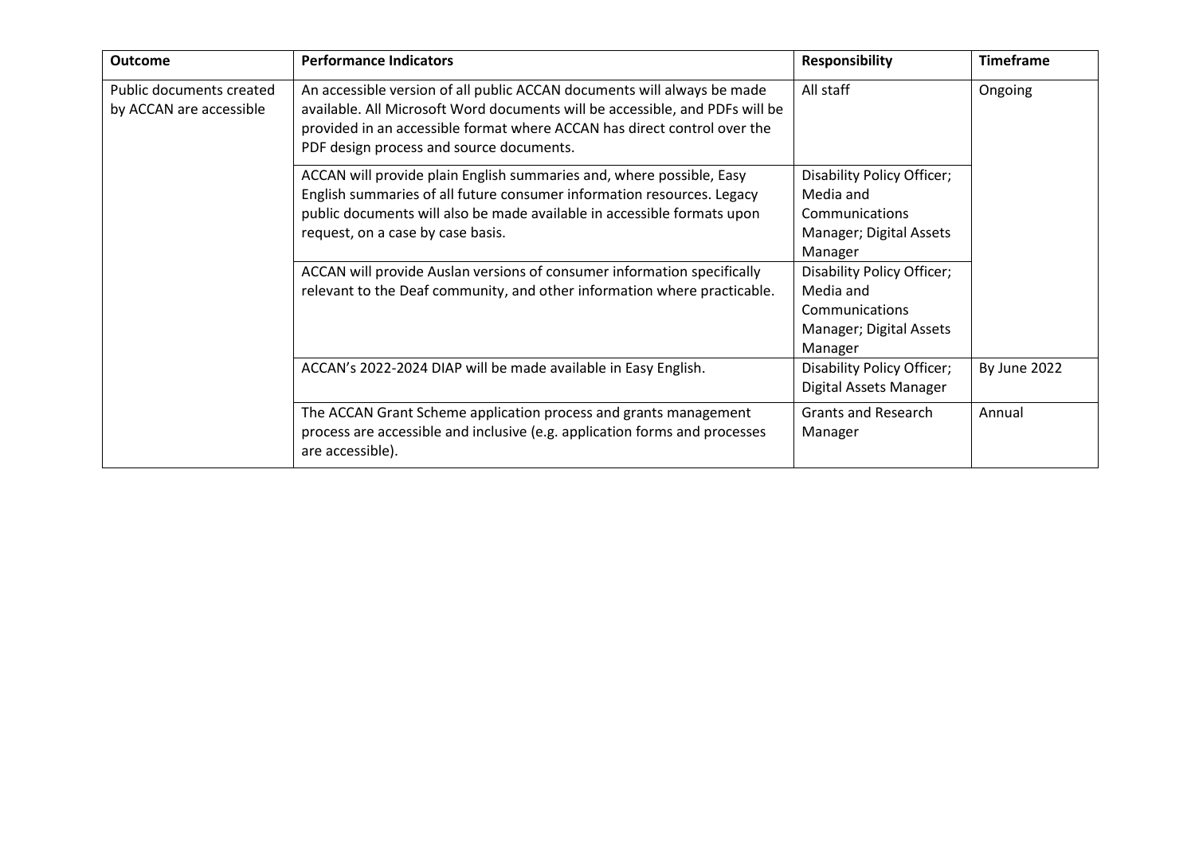| Outcome | Performance Indicators | Responsibility | Timeframe |
|---|---|---|---|
| Public documents created by ACCAN are accessible | An accessible version of all public ACCAN documents will always be made available. All Microsoft Word documents will be accessible, and PDFs will be provided in an accessible format where ACCAN has direct control over the PDF design process and source documents. | All staff | Ongoing |
| | ACCAN will provide plain English summaries and, where possible, Easy English summaries of all future consumer information resources. Legacy public documents will also be made available in accessible formats upon request, on a case by case basis. | Disability Policy Officer; Media and Communications Manager; Digital Assets Manager | |
| | ACCAN will provide Auslan versions of consumer information specifically relevant to the Deaf community, and other information where practicable. | Disability Policy Officer; Media and Communications Manager; Digital Assets Manager | |
| | ACCAN's 2022-2024 DIAP will be made available in Easy English. | Disability Policy Officer; Digital Assets Manager | By June 2022 |
| | The ACCAN Grant Scheme application process and grants management process are accessible and inclusive (e.g. application forms and processes are accessible). | Grants and Research Manager | Annual |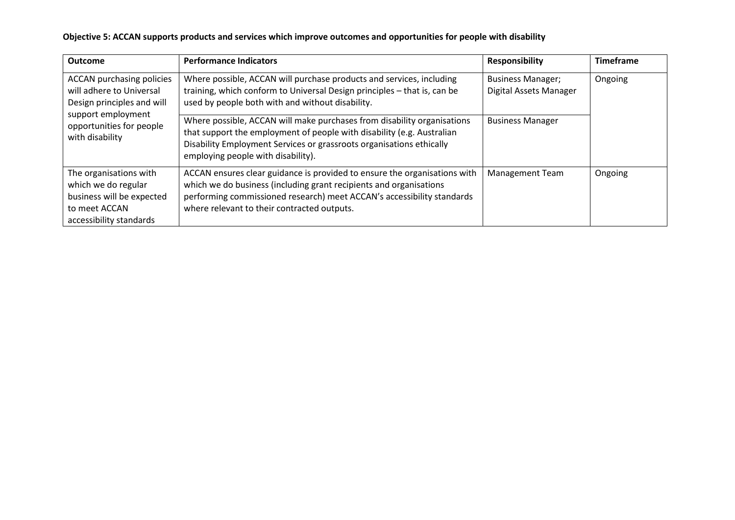**Objective 5: ACCAN supports products and services which improve outcomes and opportunities for people with disability**

| Outcome | Performance Indicators | Responsibility | Timeframe |
|---|---|---|---|
| ACCAN purchasing policies will adhere to Universal Design principles and will support employment opportunities for people with disability | Where possible, ACCAN will purchase products and services, including training, which conform to Universal Design principles – that is, can be used by people both with and without disability. | Business Manager; Digital Assets Manager | Ongoing |
| | Where possible, ACCAN will make purchases from disability organisations that support the employment of people with disability (e.g. Australian Disability Employment Services or grassroots organisations ethically employing people with disability). | Business Manager | |
| The organisations with which we do regular business will be expected to meet ACCAN accessibility standards | ACCAN ensures clear guidance is provided to ensure the organisations with which we do business (including grant recipients and organisations performing commissioned research) meet ACCAN's accessibility standards where relevant to their contracted outputs. | Management Team | Ongoing |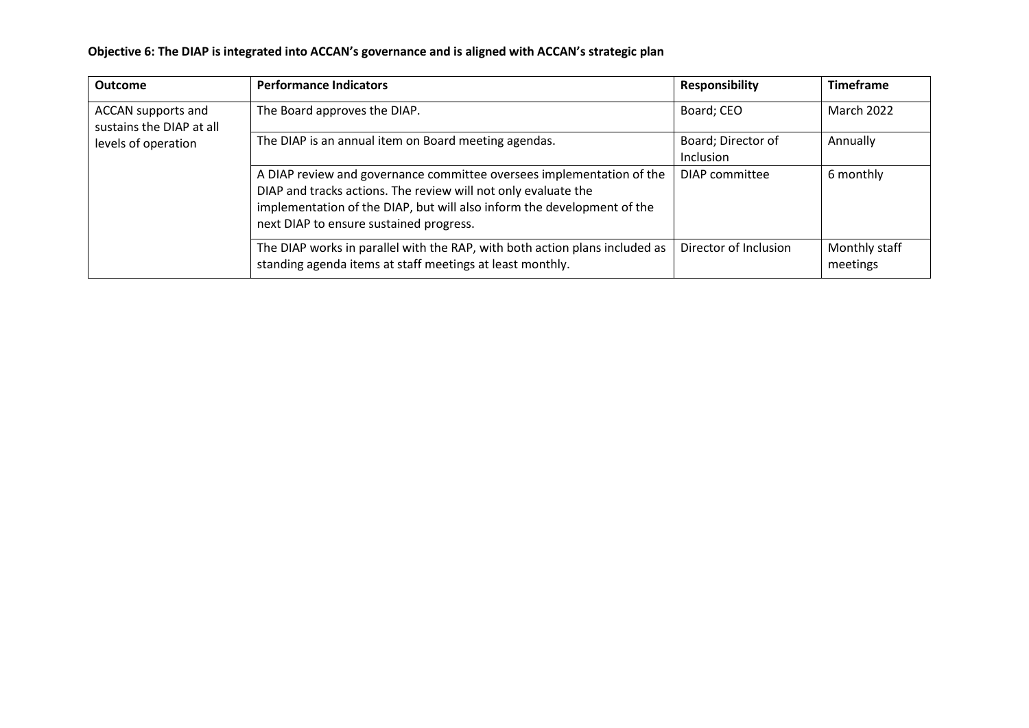**Objective 6: The DIAP is integrated into ACCAN's governance and is aligned with ACCAN's strategic plan**

| Outcome | Performance Indicators | Responsibility | Timeframe |
|---|---|---|---|
| ACCAN supports and sustains the DIAP at all levels of operation | The Board approves the DIAP. | Board; CEO | March 2022 |
| | The DIAP is an annual item on Board meeting agendas. | Board; Director of Inclusion | Annually |
| | A DIAP review and governance committee oversees implementation of the DIAP and tracks actions. The review will not only evaluate the implementation of the DIAP, but will also inform the development of the next DIAP to ensure sustained progress. | DIAP committee | 6 monthly |
| | The DIAP works in parallel with the RAP, with both action plans included as standing agenda items at staff meetings at least monthly. | Director of Inclusion | Monthly staff meetings |